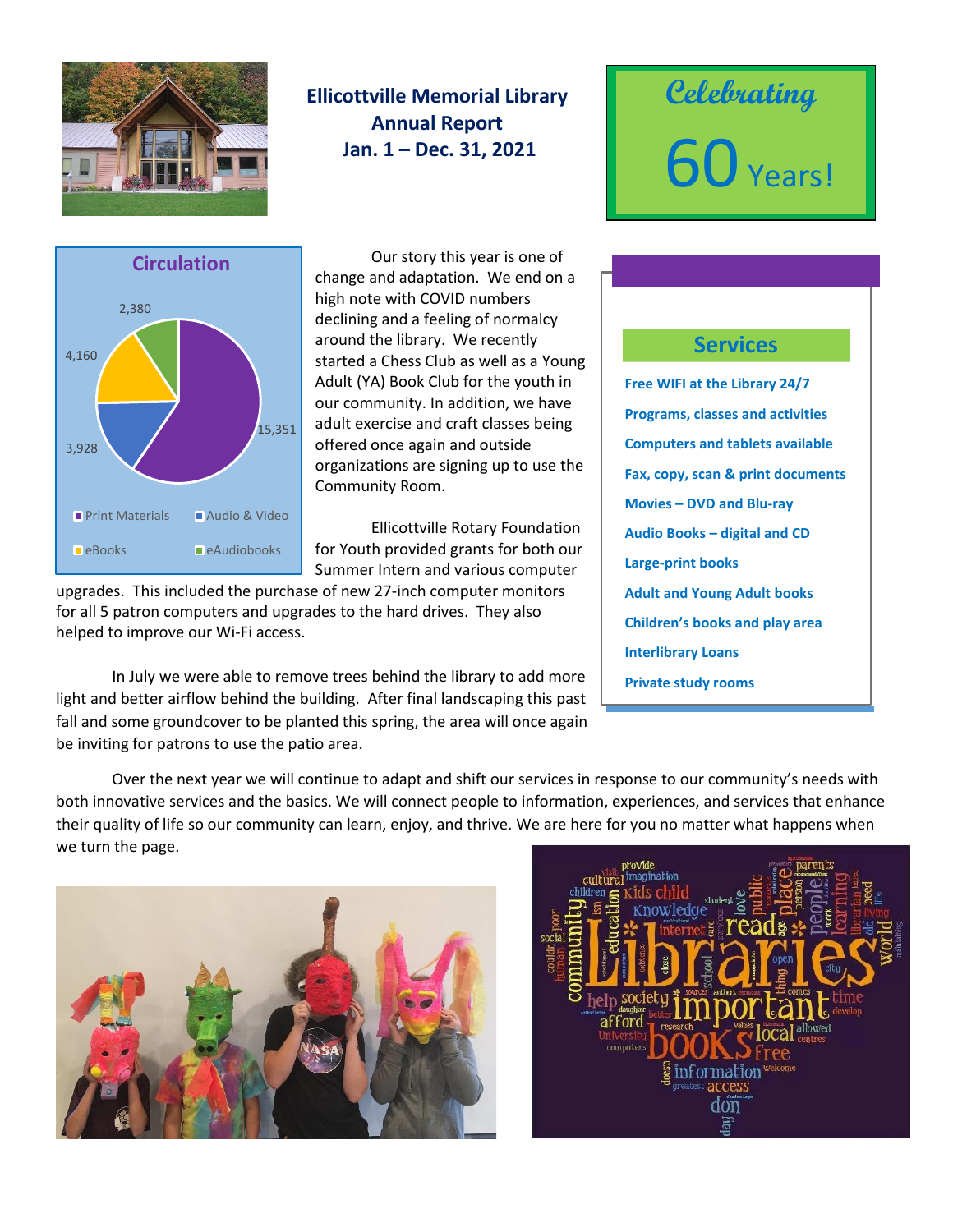# Ellicottville Memorial Library Annual Report
## Jan. 1 – Dec. 31, 2021

**Celebrating 60 Years!**

### Circulation

| Category | Count |
|---|---|
| Print Materials | 15,351 |
| Audio & Video | 3,928 |
| eBooks | 4,160 |
| eAudiobooks | 2,380 |

Our story this year is one of change and adaptation. We end on a high note with COVID numbers declining and a feeling of normalcy around the library. We recently started a Chess Club as well as a Young Adult (YA) Book Club for the youth in our community. In addition, we have adult exercise and craft classes being offered once again and outside organizations are signing up to use the Community Room.

Ellicottville Rotary Foundation for Youth provided grants for both our Summer Intern and various computer upgrades. This included the purchase of new 27-inch computer monitors for all 5 patron computers and upgrades to the hard drives. They also helped to improve our Wi-Fi access.

In July we were able to remove trees behind the library to add more light and better airflow behind the building. After final landscaping this past fall and some groundcover to be planted this spring, the area will once again be inviting for patrons to use the patio area.

### Services

- **Free WIFI at the Library 24/7**
- **Programs, classes and activities**
- **Computers and tablets available**
- **Fax, copy, scan & print documents**
- **Movies – DVD and Blu-ray**
- **Audio Books – digital and CD**
- **Large-print books**
- **Adult and Young Adult books**
- **Children's books and play area**
- **Interlibrary Loans**
- **Private study rooms**

Over the next year we will continue to adapt and shift our services in response to our community's needs with both innovative services and the basics. We will connect people to information, experiences, and services that enhance their quality of life so our community can learn, enjoy, and thrive. We are here for you no matter what happens when we turn the page.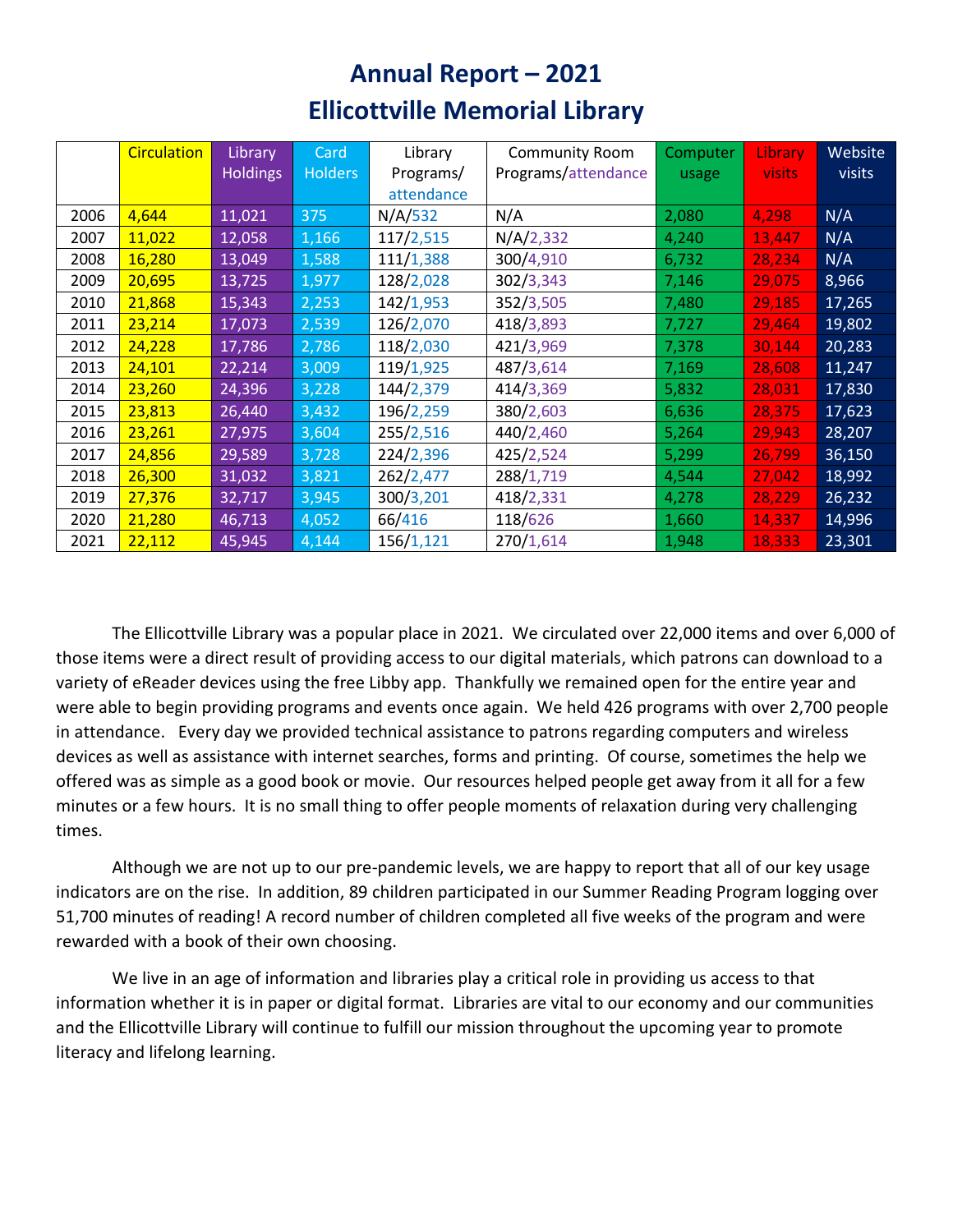# Annual Report – 2021
# Ellicottville Memorial Library

| | Circulation | Library Holdings | Card Holders | Library Programs/ attendance | Community Room Programs/attendance | Computer usage | Library visits | Website visits |
|---|---|---|---|---|---|---|---|---|
| 2006 | 4,644 | 11,021 | 375 | N/A/532 | N/A | 2,080 | 4,298 | N/A |
| 2007 | 11,022 | 12,058 | 1,166 | 117/2,515 | N/A/2,332 | 4,240 | 13,447 | N/A |
| 2008 | 16,280 | 13,049 | 1,588 | 111/1,388 | 300/4,910 | 6,732 | 28,234 | N/A |
| 2009 | 20,695 | 13,725 | 1,977 | 128/2,028 | 302/3,343 | 7,146 | 29,075 | 8,966 |
| 2010 | 21,868 | 15,343 | 2,253 | 142/1,953 | 352/3,505 | 7,480 | 29,185 | 17,265 |
| 2011 | 23,214 | 17,073 | 2,539 | 126/2,070 | 418/3,893 | 7,727 | 29,464 | 19,802 |
| 2012 | 24,228 | 17,786 | 2,786 | 118/2,030 | 421/3,969 | 7,378 | 30,144 | 20,283 |
| 2013 | 24,101 | 22,214 | 3,009 | 119/1,925 | 487/3,614 | 7,169 | 28,608 | 11,247 |
| 2014 | 23,260 | 24,396 | 3,228 | 144/2,379 | 414/3,369 | 5,832 | 28,031 | 17,830 |
| 2015 | 23,813 | 26,440 | 3,432 | 196/2,259 | 380/2,603 | 6,636 | 28,375 | 17,623 |
| 2016 | 23,261 | 27,975 | 3,604 | 255/2,516 | 440/2,460 | 5,264 | 29,943 | 28,207 |
| 2017 | 24,856 | 29,589 | 3,728 | 224/2,396 | 425/2,524 | 5,299 | 26,799 | 36,150 |
| 2018 | 26,300 | 31,032 | 3,821 | 262/2,477 | 288/1,719 | 4,544 | 27,042 | 18,992 |
| 2019 | 27,376 | 32,717 | 3,945 | 300/3,201 | 418/2,331 | 4,278 | 28,229 | 26,232 |
| 2020 | 21,280 | 46,713 | 4,052 | 66/416 | 118/626 | 1,660 | 14,337 | 14,996 |
| 2021 | 22,112 | 45,945 | 4,144 | 156/1,121 | 270/1,614 | 1,948 | 18,333 | 23,301 |

The Ellicottville Library was a popular place in 2021. We circulated over 22,000 items and over 6,000 of those items were a direct result of providing access to our digital materials, which patrons can download to a variety of eReader devices using the free Libby app. Thankfully we remained open for the entire year and were able to begin providing programs and events once again. We held 426 programs with over 2,700 people in attendance. Every day we provided technical assistance to patrons regarding computers and wireless devices as well as assistance with internet searches, forms and printing. Of course, sometimes the help we offered was as simple as a good book or movie. Our resources helped people get away from it all for a few minutes or a few hours. It is no small thing to offer people moments of relaxation during very challenging times.

Although we are not up to our pre-pandemic levels, we are happy to report that all of our key usage indicators are on the rise. In addition, 89 children participated in our Summer Reading Program logging over 51,700 minutes of reading! A record number of children completed all five weeks of the program and were rewarded with a book of their own choosing.

We live in an age of information and libraries play a critical role in providing us access to that information whether it is in paper or digital format. Libraries are vital to our economy and our communities and the Ellicottville Library will continue to fulfill our mission throughout the upcoming year to promote literacy and lifelong learning.